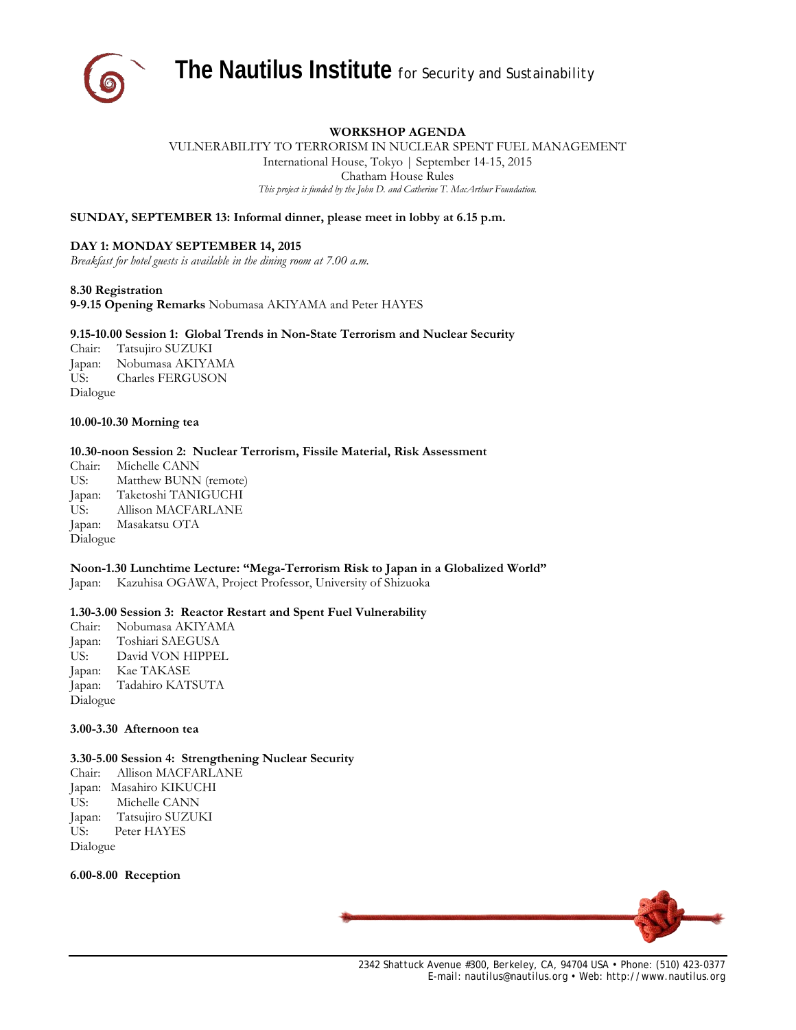# The Nautilus Institute for Security and Sustainability

**WORKSHOP AGENDA**

VULNERABILITY TO TERRORISM IN NUCLEAR SPENT FUEL MANAGEMENT
International House, Tokyo | September 14-15, 2015
Chatham House Rules
*This project is funded by the John D. and Catherine T. MacArthur Foundation.*

**SUNDAY, SEPTEMBER 13: Informal dinner, please meet in lobby at 6.15 p.m.**

**DAY 1: MONDAY SEPTEMBER 14, 2015**
*Breakfast for hotel guests is available in the dining room at 7.00 a.m.*

**8.30 Registration**
**9-9.15 Opening Remarks** Nobumasa AKIYAMA and Peter HAYES

**9.15-10.00 Session 1: Global Trends in Non-State Terrorism and Nuclear Security**
Chair: Tatsujiro SUZUKI
Japan: Nobumasa AKIYAMA
US: Charles FERGUSON
Dialogue

**10.00-10.30 Morning tea**

**10.30-noon Session 2: Nuclear Terrorism, Fissile Material, Risk Assessment**
Chair: Michelle CANN
US: Matthew BUNN (remote)
Japan: Taketoshi TANIGUCHI
US: Allison MACFARLANE
Japan: Masakatsu OTA
Dialogue

**Noon-1.30 Lunchtime Lecture: "Mega-Terrorism Risk to Japan in a Globalized World"**
Japan: Kazuhisa OGAWA, Project Professor, University of Shizuoka

**1.30-3.00 Session 3: Reactor Restart and Spent Fuel Vulnerability**
Chair: Nobumasa AKIYAMA
Japan: Toshiari SAEGUSA
US: David VON HIPPEL
Japan: Kae TAKASE
Japan: Tadahiro KATSUTA
Dialogue

**3.00-3.30 Afternoon tea**

**3.30-5.00 Session 4: Strengthening Nuclear Security**
Chair: Allison MACFARLANE
Japan: Masahiro KIKUCHI
US: Michelle CANN
Japan: Tatsujiro SUZUKI
US: Peter HAYES
Dialogue

**6.00-8.00 Reception**

2342 Shattuck Avenue #300, Berkeley, CA, 94704 USA • Phone: (510) 423-0377
E-mail: nautilus@nautilus.org • Web: http://www.nautilus.org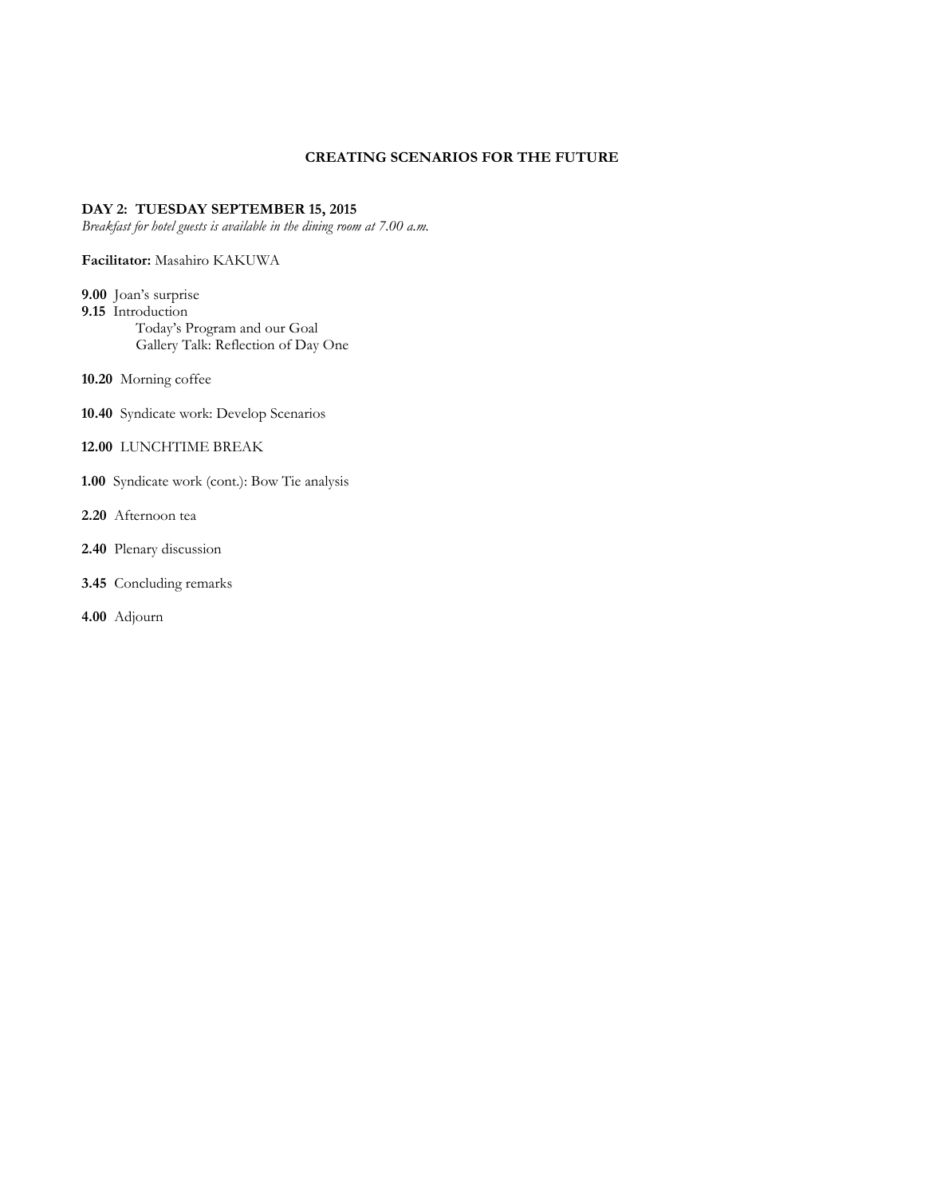# CREATING SCENARIOS FOR THE FUTURE

## DAY 2: TUESDAY SEPTEMBER 15, 2015

*Breakfast for hotel guests is available in the dining room at 7.00 a.m.*

**Facilitator:** Masahiro KAKUWA

**9.00** Joan's surprise
**9.15** Introduction
Today's Program and our Goal
Gallery Talk: Reflection of Day One

**10.20** Morning coffee

**10.40** Syndicate work: Develop Scenarios

**12.00** LUNCHTIME BREAK

**1.00** Syndicate work (cont.): Bow Tie analysis

**2.20** Afternoon tea

**2.40** Plenary discussion

**3.45** Concluding remarks

**4.00** Adjourn